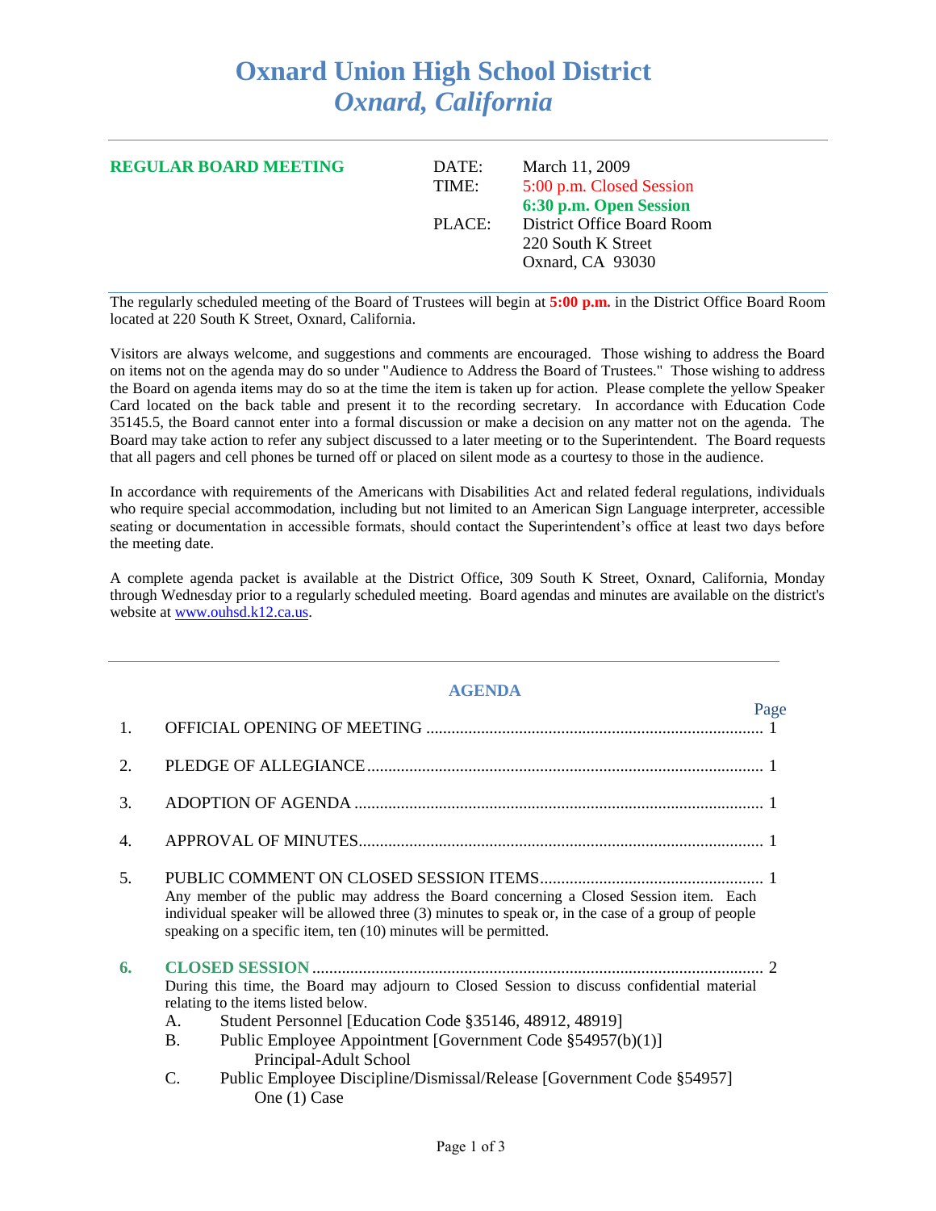# Oxnard Union High School District
## *Oxnard, California*

**REGULAR BOARD MEETING**

| | |
|---|---|
| DATE: | March 11, 2009 |
| TIME: | 5:00 p.m. Closed Session |
| | **6:30 p.m. Open Session** |
| PLACE: | District Office Board Room |
| | 220 South K Street |
| | Oxnard, CA 93030 |

The regularly scheduled meeting of the Board of Trustees will begin at **5:00 p.m.** in the District Office Board Room located at 220 South K Street, Oxnard, California.

Visitors are always welcome, and suggestions and comments are encouraged. Those wishing to address the Board on items not on the agenda may do so under "Audience to Address the Board of Trustees." Those wishing to address the Board on agenda items may do so at the time the item is taken up for action. Please complete the yellow Speaker Card located on the back table and present it to the recording secretary. In accordance with Education Code 35145.5, the Board cannot enter into a formal discussion or make a decision on any matter not on the agenda. The Board may take action to refer any subject discussed to a later meeting or to the Superintendent. The Board requests that all pagers and cell phones be turned off or placed on silent mode as a courtesy to those in the audience.

In accordance with requirements of the Americans with Disabilities Act and related federal regulations, individuals who require special accommodation, including but not limited to an American Sign Language interpreter, accessible seating or documentation in accessible formats, should contact the Superintendent's office at least two days before the meeting date.

A complete agenda packet is available at the District Office, 309 South K Street, Oxnard, California, Monday through Wednesday prior to a regularly scheduled meeting. Board agendas and minutes are available on the district's website at www.ouhsd.k12.ca.us.

## AGENDA

| | | Page |
|---|---|---|
| 1. | OFFICIAL OPENING OF MEETING | 1 |
| 2. | PLEDGE OF ALLEGIANCE | 1 |
| 3. | ADOPTION OF AGENDA | 1 |
| 4. | APPROVAL OF MINUTES | 1 |
| 5. | PUBLIC COMMENT ON CLOSED SESSION ITEMS | 1 |
| 6. | **CLOSED SESSION** | 2 |

5. PUBLIC COMMENT ON CLOSED SESSION ITEMS
   Any member of the public may address the Board concerning a Closed Session item. Each individual speaker will be allowed three (3) minutes to speak or, in the case of a group of people speaking on a specific item, ten (10) minutes will be permitted.

6. **CLOSED SESSION**
   During this time, the Board may adjourn to Closed Session to discuss confidential material relating to the items listed below.
   - A. Student Personnel [Education Code §35146, 48912, 48919]
   - B. Public Employee Appointment [Government Code §54957(b)(1)]
     - Principal-Adult School
   - C. Public Employee Discipline/Dismissal/Release [Government Code §54957]
     - One (1) Case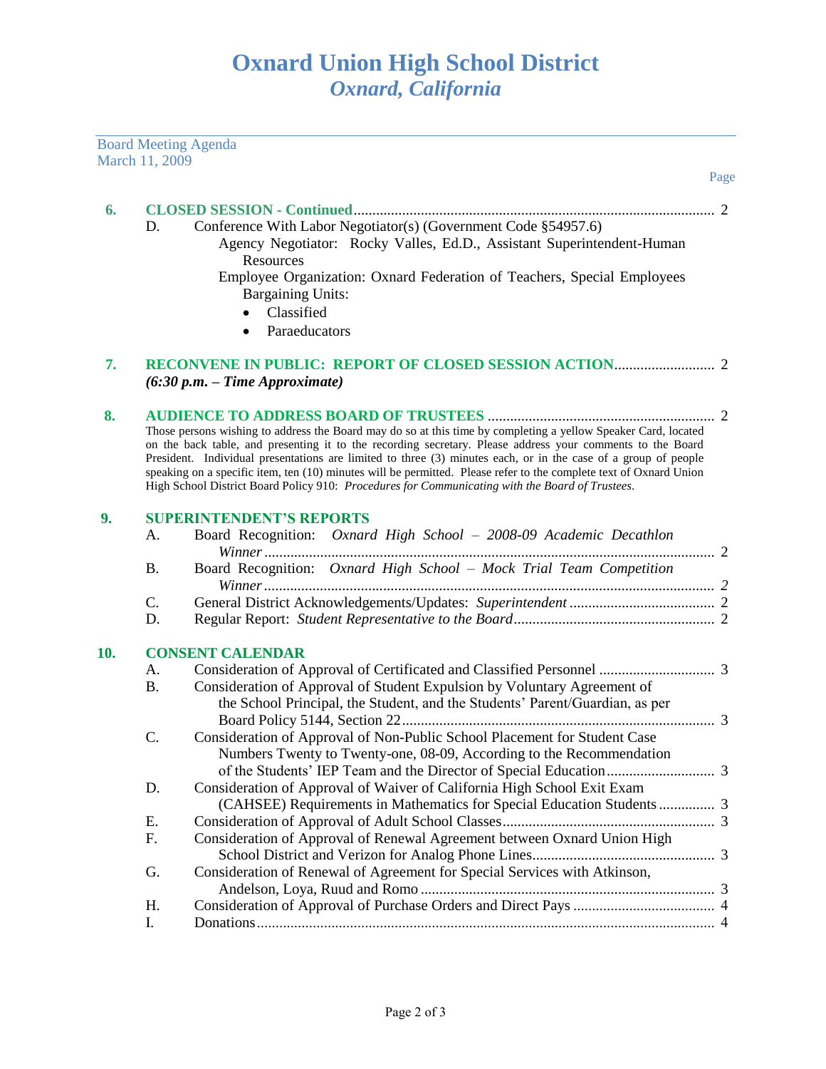# Oxnard Union High School District
## *Oxnard, California*

Board Meeting Agenda
March 11, 2009

Page

**6. CLOSED SESSION - Continued** .......... 2

D. Conference With Labor Negotiator(s) (Government Code §54957.6)
   Agency Negotiator: Rocky Valles, Ed.D., Assistant Superintendent-Human Resources
   Employee Organization: Oxnard Federation of Teachers, Special Employees Bargaining Units:
   - Classified
   - Paraeducators

**7. RECONVENE IN PUBLIC: REPORT OF CLOSED SESSION ACTION** .......... 2
***(6:30 p.m. – Time Approximate)***

**8. AUDIENCE TO ADDRESS BOARD OF TRUSTEES** .......... 2

Those persons wishing to address the Board may do so at this time by completing a yellow Speaker Card, located on the back table, and presenting it to the recording secretary. Please address your comments to the Board President. Individual presentations are limited to three (3) minutes each, or in the case of a group of people speaking on a specific item, ten (10) minutes will be permitted. Please refer to the complete text of Oxnard Union High School District Board Policy 910: *Procedures for Communicating with the Board of Trustees*.

**9. SUPERINTENDENT'S REPORTS**

A. Board Recognition: *Oxnard High School – 2008-09 Academic Decathlon Winner* .......... 2
B. Board Recognition: *Oxnard High School – Mock Trial Team Competition Winner* .......... *2*
C. General District Acknowledgements/Updates: *Superintendent* .......... 2
D. Regular Report: *Student Representative to the Board* .......... 2

**10. CONSENT CALENDAR**

A. Consideration of Approval of Certificated and Classified Personnel .......... 3
B. Consideration of Approval of Student Expulsion by Voluntary Agreement of the School Principal, the Student, and the Students' Parent/Guardian, as per Board Policy 5144, Section 22 .......... 3
C. Consideration of Approval of Non-Public School Placement for Student Case Numbers Twenty to Twenty-one, 08-09, According to the Recommendation of the Students' IEP Team and the Director of Special Education .......... 3
D. Consideration of Approval of Waiver of California High School Exit Exam (CAHSEE) Requirements in Mathematics for Special Education Students .......... 3
E. Consideration of Approval of Adult School Classes .......... 3
F. Consideration of Approval of Renewal Agreement between Oxnard Union High School District and Verizon for Analog Phone Lines .......... 3
G. Consideration of Renewal of Agreement for Special Services with Atkinson, Andelson, Loya, Ruud and Romo .......... 3
H. Consideration of Approval of Purchase Orders and Direct Pays .......... 4
I. Donations .......... 4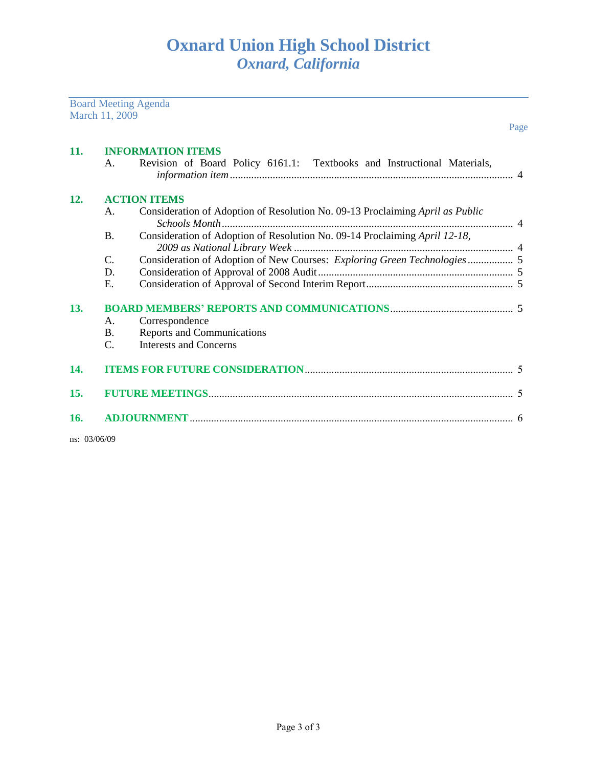# Oxnard Union High School District
## *Oxnard, California*

Board Meeting Agenda
March 11, 2009

Page

**11. INFORMATION ITEMS**

A. Revision of Board Policy 6161.1: Textbooks and Instructional Materials, *information item* .......... 4

**12. ACTION ITEMS**

A. Consideration of Adoption of Resolution No. 09-13 Proclaiming *April as Public Schools Month* .......... 4

B. Consideration of Adoption of Resolution No. 09-14 Proclaiming *April 12-18, 2009 as National Library Week* .......... 4

C. Consideration of Adoption of New Courses: *Exploring Green Technologies* .......... 5

D. Consideration of Approval of 2008 Audit .......... 5

E. Consideration of Approval of Second Interim Report .......... 5

**13. BOARD MEMBERS' REPORTS AND COMMUNICATIONS** .......... 5

A. Correspondence

B. Reports and Communications

C. Interests and Concerns

**14. ITEMS FOR FUTURE CONSIDERATION** .......... 5

**15. FUTURE MEETINGS** .......... 5

**16. ADJOURNMENT** .......... 6

ns: 03/06/09